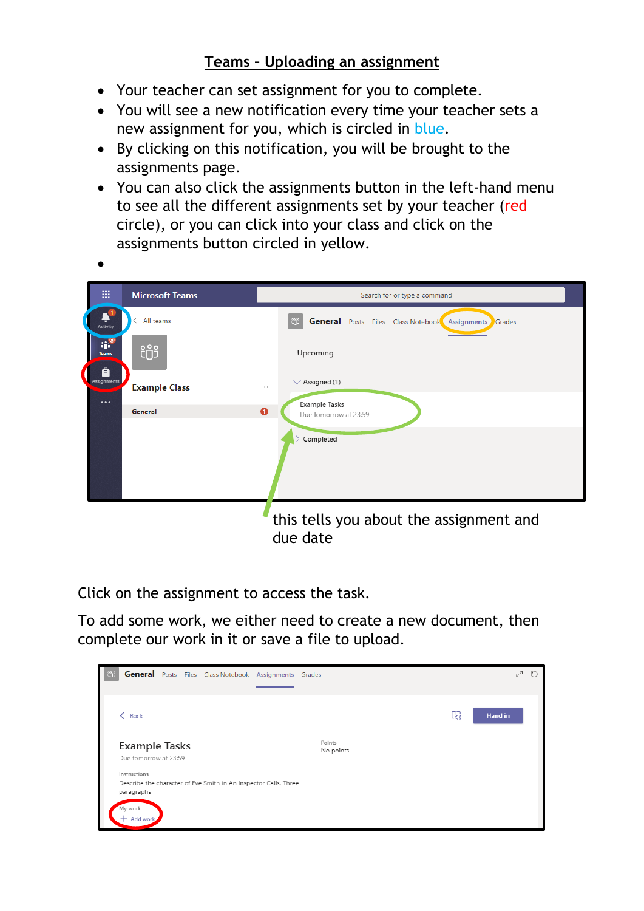# Teams – Uploading an assignment

- Your teacher can set assignment for you to complete.
- You will see a new notification every time your teacher sets a new assignment for you, which is circled in blue.
- By clicking on this notification, you will be brought to the assignments page.
- You can also click the assignments button in the left-hand menu to see all the different assignments set by your teacher (red circle), or you can click into your class and click on the assignments button circled in yellow.
- 

this tells you about the assignment and due date

Click on the assignment to access the task.

To add some work, we either need to create a new document, then complete our work in it or save a file to upload.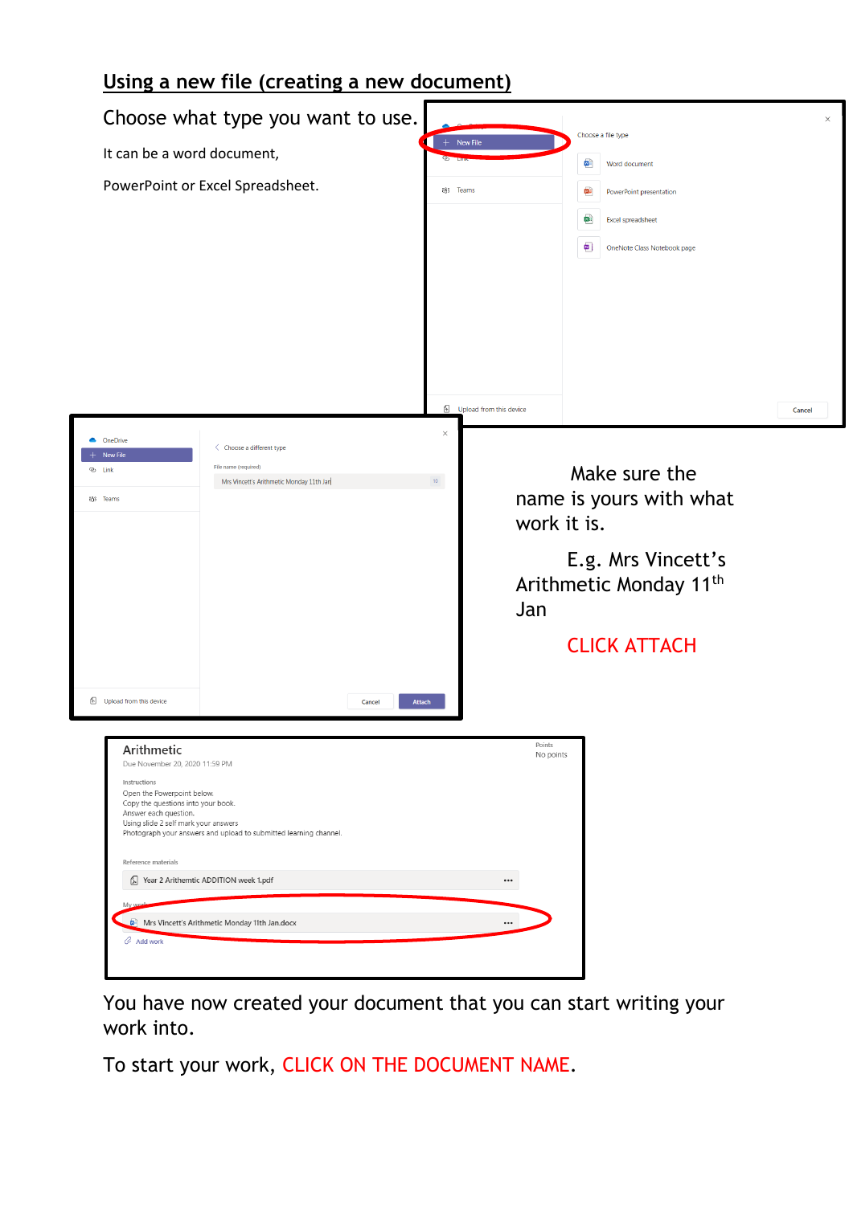## Using a new file (creating a new document)

Choose what type you want to use.

It can be a word document,

PowerPoint or Excel Spreadsheet.

Make sure the name is yours with what work it is.

E.g. Mrs Vincett's Arithmetic Monday 11$^{th}$ Jan

CLICK ATTACH

You have now created your document that you can start writing your work into.

To start your work, CLICK ON THE DOCUMENT NAME.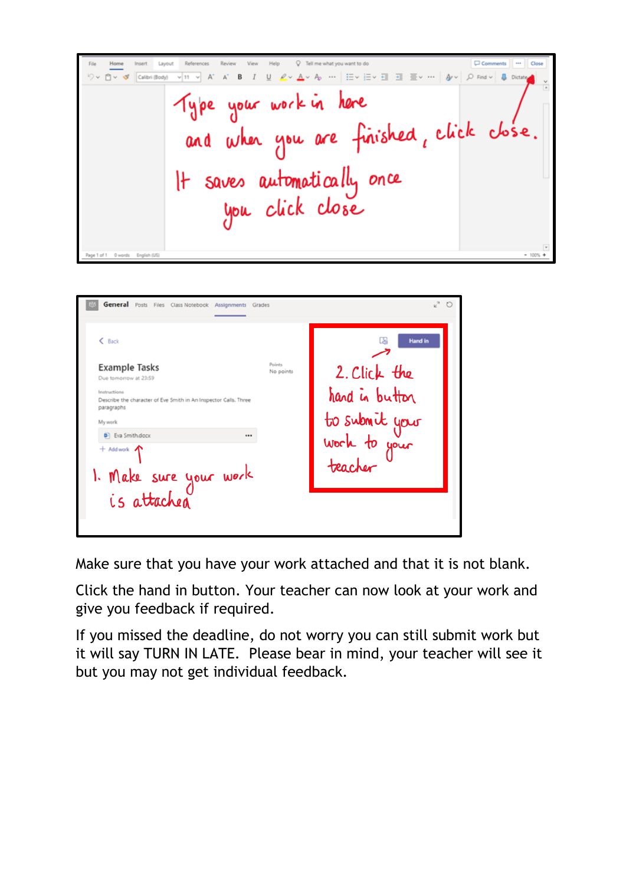Make sure that you have your work attached and that it is not blank.

Click the hand in button. Your teacher can now look at your work and give you feedback if required.

If you missed the deadline, do not worry you can still submit work but it will say TURN IN LATE. Please bear in mind, your teacher will see it but you may not get individual feedback.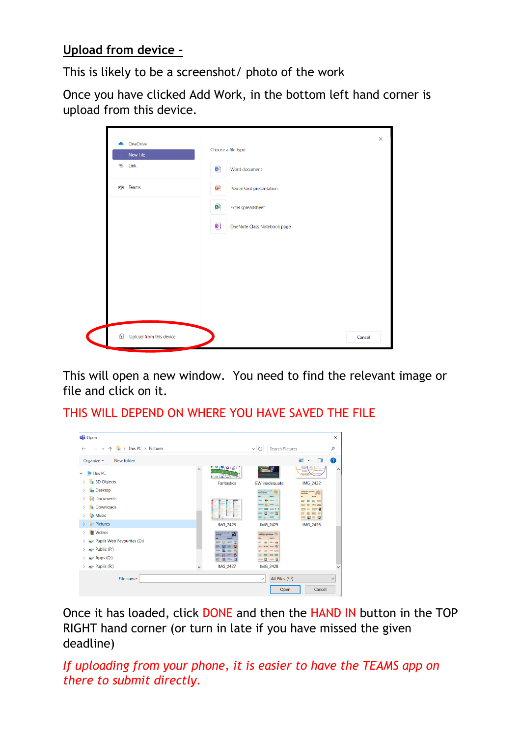**Upload from device -**

This is likely to be a screenshot/ photo of the work

Once you have clicked Add Work, in the bottom left hand corner is upload from this device.

This will open a new window. You need to find the relevant image or file and click on it.

THIS WILL DEPEND ON WHERE YOU HAVE SAVED THE FILE

Once it has loaded, click DONE and then the HAND IN button in the TOP RIGHT hand corner (or turn in late if you have missed the given deadline)

*If uploading from your phone, it is easier to have the TEAMS app on there to submit directly.*